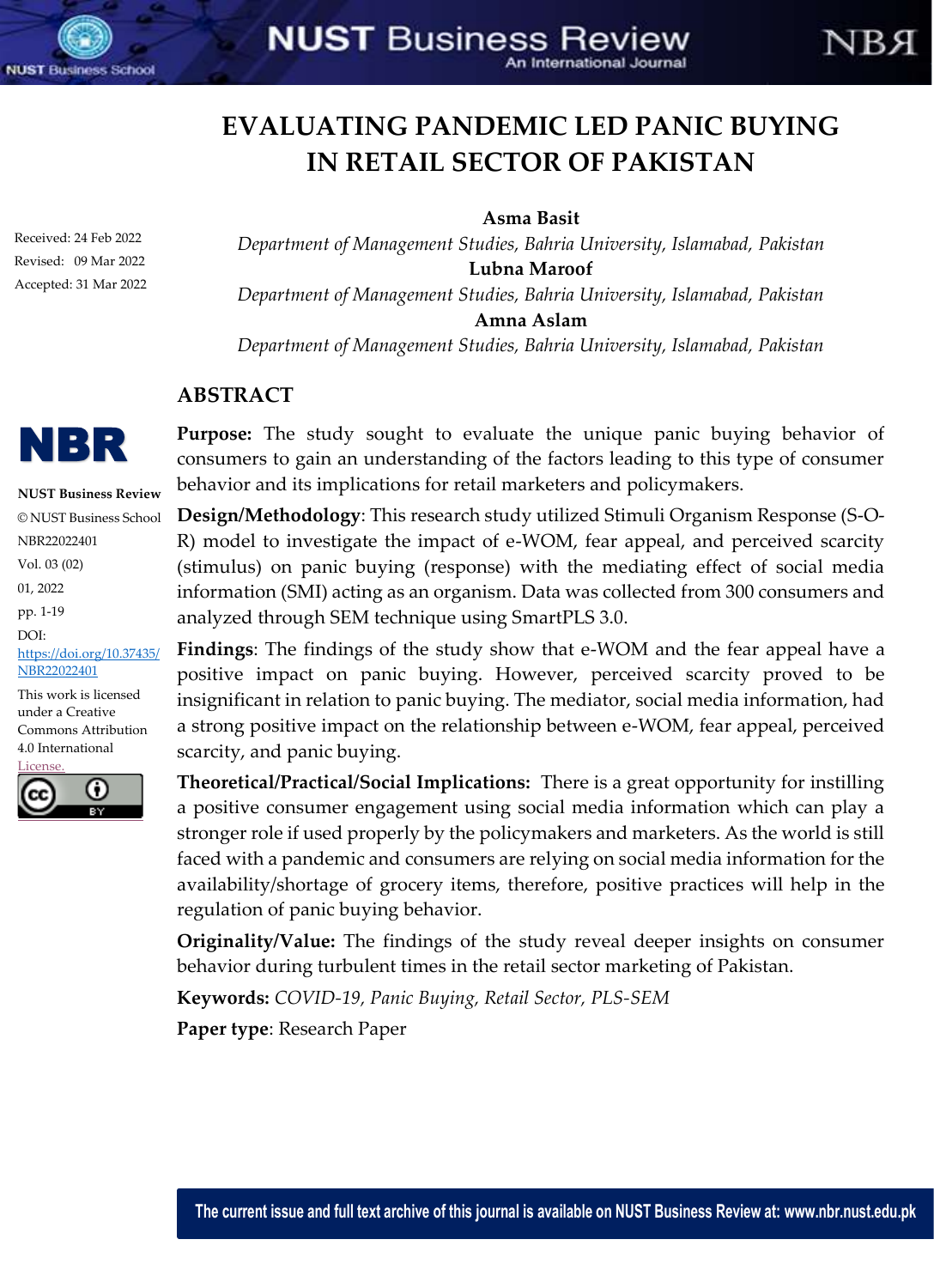# EVALUATING PANDEMIC LED PANIC BUYING IN RETAIL SECTOR OF PAKISTAN

Received: 24 Feb 2022
Revised: 09 Mar 2022
Accepted: 31 Mar 2022

**Asma Basit**
*Department of Management Studies, Bahria University, Islamabad, Pakistan*

**Lubna Maroof**
*Department of Management Studies, Bahria University, Islamabad, Pakistan*

**Amna Aslam**
*Department of Management Studies, Bahria University, Islamabad, Pakistan*

**NUST Business Review**
© NUST Business School
NBR22022401
Vol. 03 (02)
01, 2022
pp. 1-19
DOI: https://doi.org/10.37435/NBR22022401

This work is licensed under a Creative Commons Attribution 4.0 International License.

## ABSTRACT

**Purpose:** The study sought to evaluate the unique panic buying behavior of consumers to gain an understanding of the factors leading to this type of consumer behavior and its implications for retail marketers and policymakers.

**Design/Methodology**: This research study utilized Stimuli Organism Response (S-O-R) model to investigate the impact of e-WOM, fear appeal, and perceived scarcity (stimulus) on panic buying (response) with the mediating effect of social media information (SMI) acting as an organism. Data was collected from 300 consumers and analyzed through SEM technique using SmartPLS 3.0.

**Findings**: The findings of the study show that e-WOM and the fear appeal have a positive impact on panic buying. However, perceived scarcity proved to be insignificant in relation to panic buying. The mediator, social media information, had a strong positive impact on the relationship between e-WOM, fear appeal, perceived scarcity, and panic buying.

**Theoretical/Practical/Social Implications:** There is a great opportunity for instilling a positive consumer engagement using social media information which can play a stronger role if used properly by the policymakers and marketers. As the world is still faced with a pandemic and consumers are relying on social media information for the availability/shortage of grocery items, therefore, positive practices will help in the regulation of panic buying behavior.

**Originality/Value:** The findings of the study reveal deeper insights on consumer behavior during turbulent times in the retail sector marketing of Pakistan.

**Keywords:** *COVID-19, Panic Buying, Retail Sector, PLS-SEM*

**Paper type**: Research Paper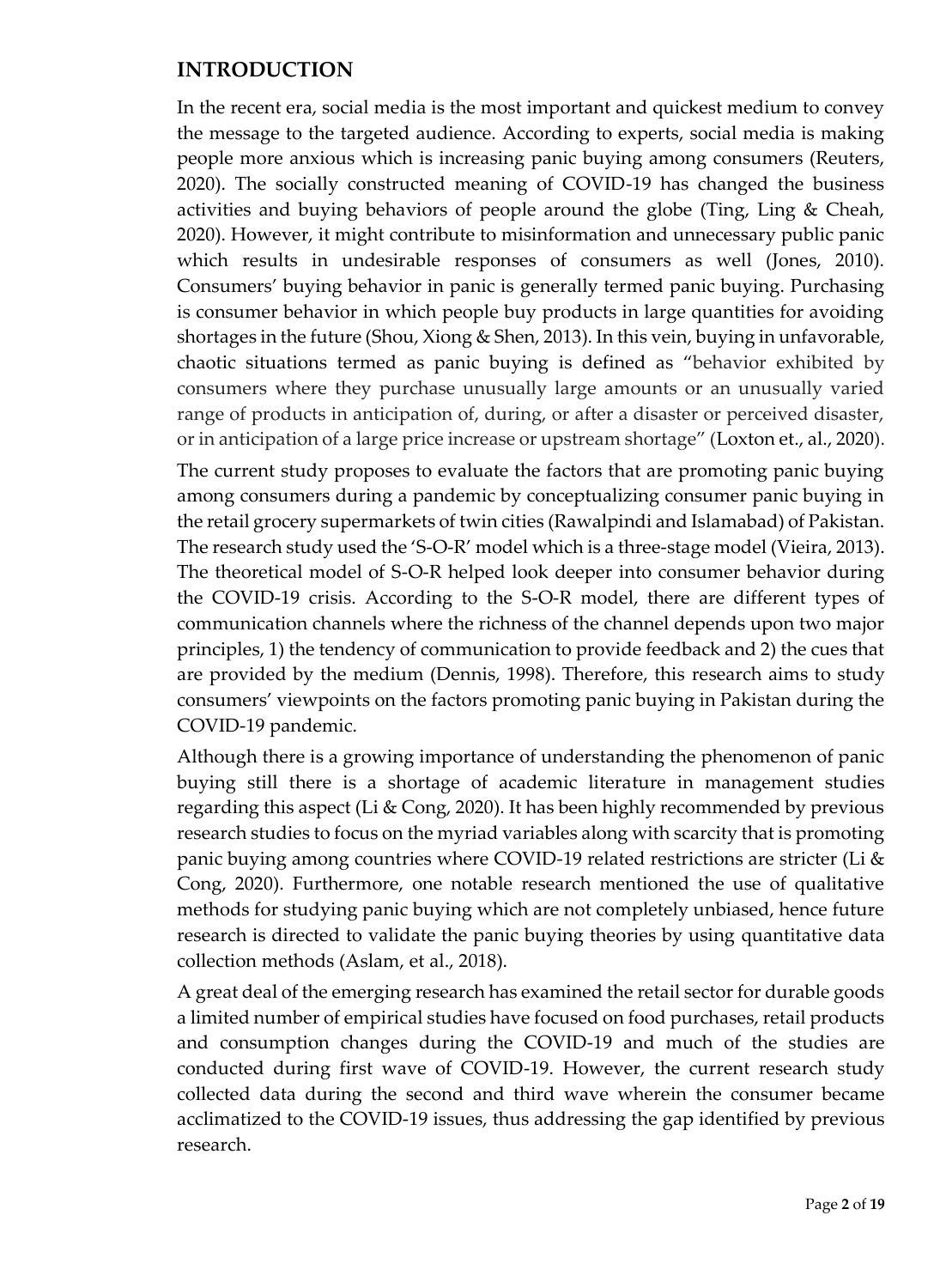## INTRODUCTION

In the recent era, social media is the most important and quickest medium to convey the message to the targeted audience. According to experts, social media is making people more anxious which is increasing panic buying among consumers (Reuters, 2020). The socially constructed meaning of COVID-19 has changed the business activities and buying behaviors of people around the globe (Ting, Ling & Cheah, 2020). However, it might contribute to misinformation and unnecessary public panic which results in undesirable responses of consumers as well (Jones, 2010). Consumers' buying behavior in panic is generally termed panic buying. Purchasing is consumer behavior in which people buy products in large quantities for avoiding shortages in the future (Shou, Xiong & Shen, 2013). In this vein, buying in unfavorable, chaotic situations termed as panic buying is defined as "behavior exhibited by consumers where they purchase unusually large amounts or an unusually varied range of products in anticipation of, during, or after a disaster or perceived disaster, or in anticipation of a large price increase or upstream shortage" (Loxton et., al., 2020).

The current study proposes to evaluate the factors that are promoting panic buying among consumers during a pandemic by conceptualizing consumer panic buying in the retail grocery supermarkets of twin cities (Rawalpindi and Islamabad) of Pakistan. The research study used the 'S-O-R' model which is a three-stage model (Vieira, 2013). The theoretical model of S-O-R helped look deeper into consumer behavior during the COVID-19 crisis. According to the S-O-R model, there are different types of communication channels where the richness of the channel depends upon two major principles, 1) the tendency of communication to provide feedback and 2) the cues that are provided by the medium (Dennis, 1998). Therefore, this research aims to study consumers' viewpoints on the factors promoting panic buying in Pakistan during the COVID-19 pandemic.

Although there is a growing importance of understanding the phenomenon of panic buying still there is a shortage of academic literature in management studies regarding this aspect (Li & Cong, 2020). It has been highly recommended by previous research studies to focus on the myriad variables along with scarcity that is promoting panic buying among countries where COVID-19 related restrictions are stricter (Li & Cong, 2020). Furthermore, one notable research mentioned the use of qualitative methods for studying panic buying which are not completely unbiased, hence future research is directed to validate the panic buying theories by using quantitative data collection methods (Aslam, et al., 2018).

A great deal of the emerging research has examined the retail sector for durable goods a limited number of empirical studies have focused on food purchases, retail products and consumption changes during the COVID-19 and much of the studies are conducted during first wave of COVID-19. However, the current research study collected data during the second and third wave wherein the consumer became acclimatized to the COVID-19 issues, thus addressing the gap identified by previous research.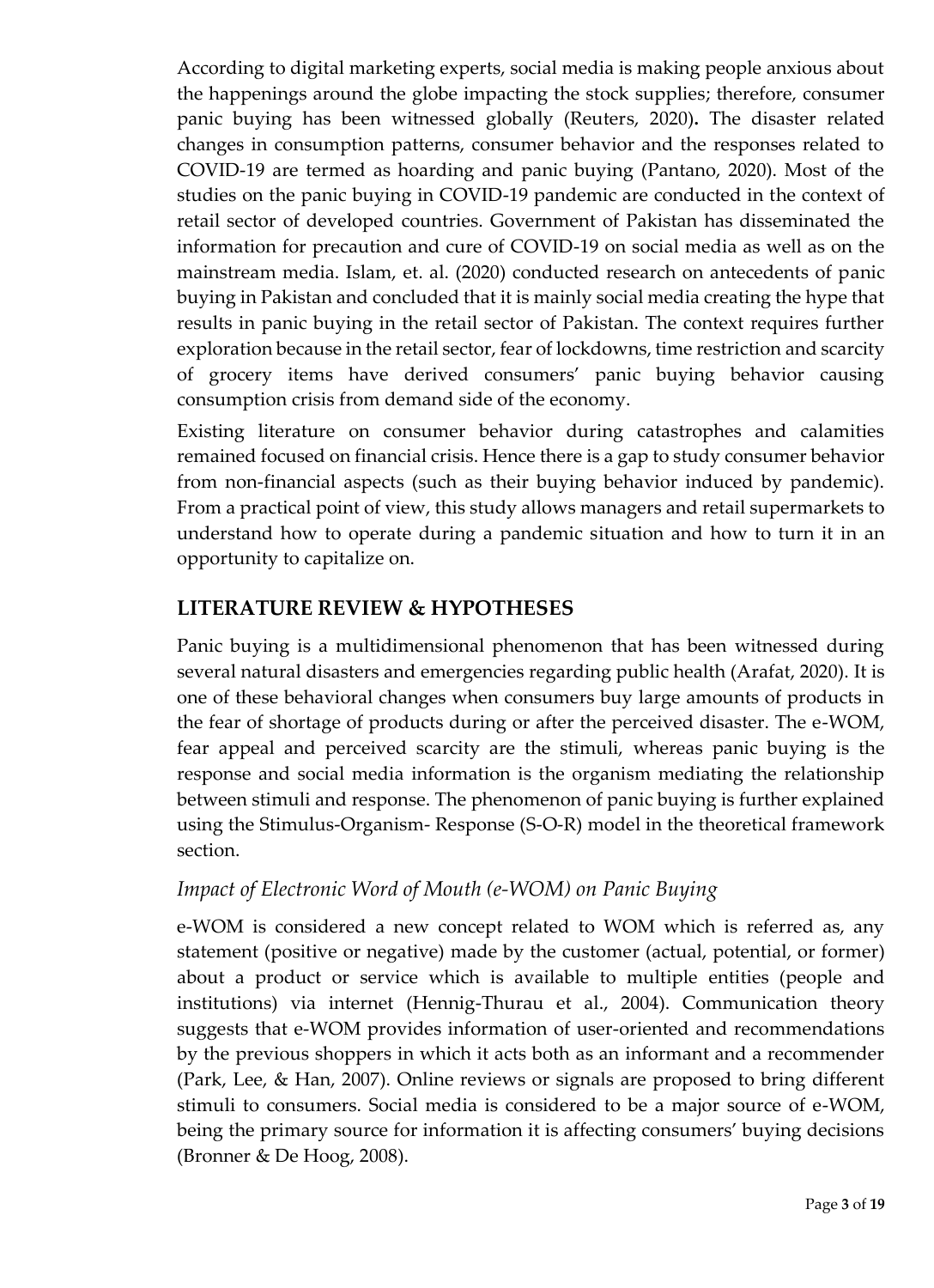According to digital marketing experts, social media is making people anxious about the happenings around the globe impacting the stock supplies; therefore, consumer panic buying has been witnessed globally (Reuters, 2020)**.** The disaster related changes in consumption patterns, consumer behavior and the responses related to COVID-19 are termed as hoarding and panic buying (Pantano, 2020). Most of the studies on the panic buying in COVID-19 pandemic are conducted in the context of retail sector of developed countries. Government of Pakistan has disseminated the information for precaution and cure of COVID-19 on social media as well as on the mainstream media. Islam, et. al. (2020) conducted research on antecedents of panic buying in Pakistan and concluded that it is mainly social media creating the hype that results in panic buying in the retail sector of Pakistan. The context requires further exploration because in the retail sector, fear of lockdowns, time restriction and scarcity of grocery items have derived consumers' panic buying behavior causing consumption crisis from demand side of the economy.

Existing literature on consumer behavior during catastrophes and calamities remained focused on financial crisis. Hence there is a gap to study consumer behavior from non-financial aspects (such as their buying behavior induced by pandemic). From a practical point of view, this study allows managers and retail supermarkets to understand how to operate during a pandemic situation and how to turn it in an opportunity to capitalize on.

## LITERATURE REVIEW & HYPOTHESES

Panic buying is a multidimensional phenomenon that has been witnessed during several natural disasters and emergencies regarding public health (Arafat, 2020). It is one of these behavioral changes when consumers buy large amounts of products in the fear of shortage of products during or after the perceived disaster. The e-WOM, fear appeal and perceived scarcity are the stimuli, whereas panic buying is the response and social media information is the organism mediating the relationship between stimuli and response. The phenomenon of panic buying is further explained using the Stimulus-Organism- Response (S-O-R) model in the theoretical framework section.

### *Impact of Electronic Word of Mouth (e-WOM) on Panic Buying*

e-WOM is considered a new concept related to WOM which is referred as, any statement (positive or negative) made by the customer (actual, potential, or former) about a product or service which is available to multiple entities (people and institutions) via internet (Hennig-Thurau et al., 2004). Communication theory suggests that e-WOM provides information of user-oriented and recommendations by the previous shoppers in which it acts both as an informant and a recommender (Park, Lee, & Han, 2007). Online reviews or signals are proposed to bring different stimuli to consumers. Social media is considered to be a major source of e-WOM, being the primary source for information it is affecting consumers' buying decisions (Bronner & De Hoog, 2008).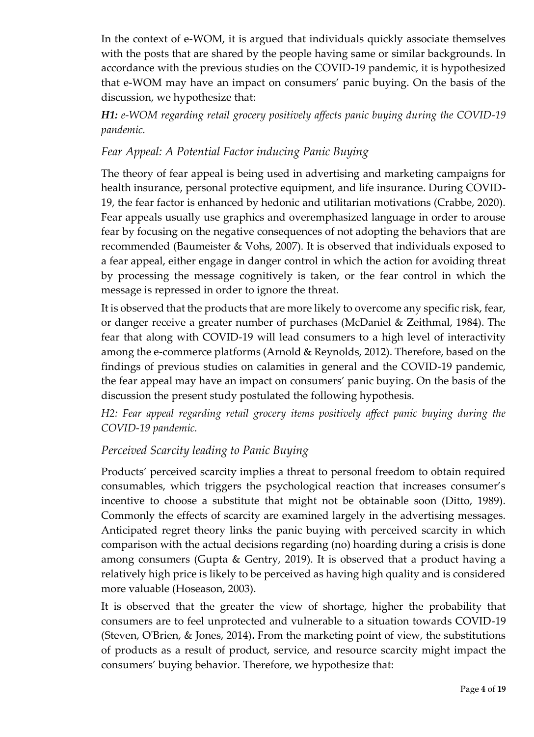In the context of e-WOM, it is argued that individuals quickly associate themselves with the posts that are shared by the people having same or similar backgrounds. In accordance with the previous studies on the COVID-19 pandemic, it is hypothesized that e-WOM may have an impact on consumers' panic buying. On the basis of the discussion, we hypothesize that:

***H1:*** *e-WOM regarding retail grocery positively affects panic buying during the COVID-19 pandemic.*

### *Fear Appeal: A Potential Factor inducing Panic Buying*

The theory of fear appeal is being used in advertising and marketing campaigns for health insurance, personal protective equipment, and life insurance. During COVID-19, the fear factor is enhanced by hedonic and utilitarian motivations (Crabbe, 2020). Fear appeals usually use graphics and overemphasized language in order to arouse fear by focusing on the negative consequences of not adopting the behaviors that are recommended (Baumeister & Vohs, 2007). It is observed that individuals exposed to a fear appeal, either engage in danger control in which the action for avoiding threat by processing the message cognitively is taken, or the fear control in which the message is repressed in order to ignore the threat.

It is observed that the products that are more likely to overcome any specific risk, fear, or danger receive a greater number of purchases (McDaniel & Zeithmal, 1984). The fear that along with COVID-19 will lead consumers to a high level of interactivity among the e-commerce platforms (Arnold & Reynolds, 2012). Therefore, based on the findings of previous studies on calamities in general and the COVID-19 pandemic, the fear appeal may have an impact on consumers' panic buying. On the basis of the discussion the present study postulated the following hypothesis.

*H2: Fear appeal regarding retail grocery items positively affect panic buying during the COVID-19 pandemic.*

### *Perceived Scarcity leading to Panic Buying*

Products' perceived scarcity implies a threat to personal freedom to obtain required consumables, which triggers the psychological reaction that increases consumer's incentive to choose a substitute that might not be obtainable soon (Ditto, 1989). Commonly the effects of scarcity are examined largely in the advertising messages. Anticipated regret theory links the panic buying with perceived scarcity in which comparison with the actual decisions regarding (no) hoarding during a crisis is done among consumers (Gupta & Gentry, 2019). It is observed that a product having a relatively high price is likely to be perceived as having high quality and is considered more valuable (Hoseason, 2003).

It is observed that the greater the view of shortage, higher the probability that consumers are to feel unprotected and vulnerable to a situation towards COVID-19 (Steven, O'Brien, & Jones, 2014)**.** From the marketing point of view, the substitutions of products as a result of product, service, and resource scarcity might impact the consumers' buying behavior. Therefore, we hypothesize that: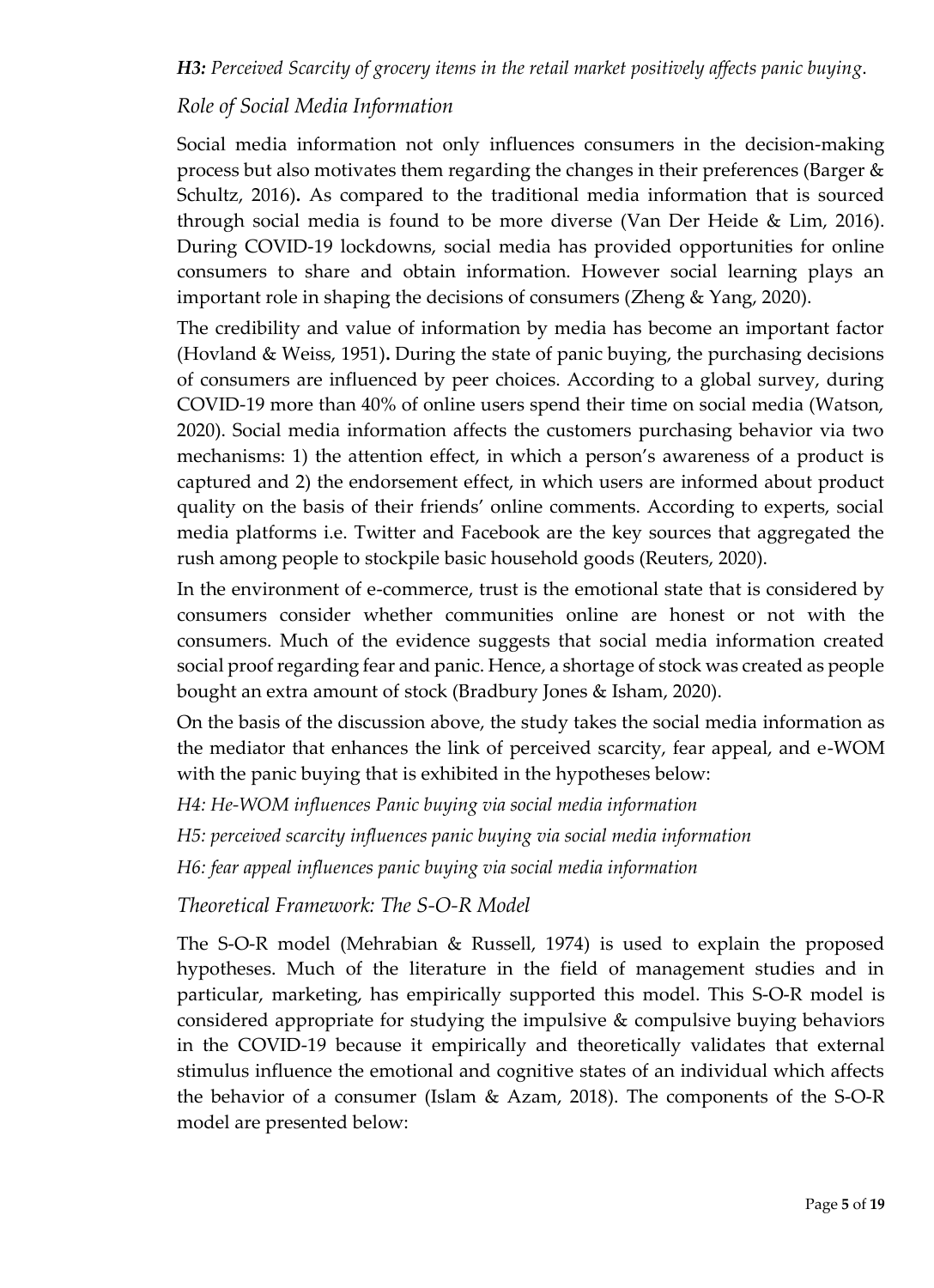***H3:*** *Perceived Scarcity of grocery items in the retail market positively affects panic buying.*

### *Role of Social Media Information*

Social media information not only influences consumers in the decision-making process but also motivates them regarding the changes in their preferences (Barger & Schultz, 2016)**.** As compared to the traditional media information that is sourced through social media is found to be more diverse (Van Der Heide & Lim, 2016). During COVID-19 lockdowns, social media has provided opportunities for online consumers to share and obtain information. However social learning plays an important role in shaping the decisions of consumers (Zheng & Yang, 2020).

The credibility and value of information by media has become an important factor (Hovland & Weiss, 1951)**.** During the state of panic buying, the purchasing decisions of consumers are influenced by peer choices. According to a global survey, during COVID-19 more than 40% of online users spend their time on social media (Watson, 2020). Social media information affects the customers purchasing behavior via two mechanisms: 1) the attention effect, in which a person's awareness of a product is captured and 2) the endorsement effect, in which users are informed about product quality on the basis of their friends' online comments. According to experts, social media platforms i.e. Twitter and Facebook are the key sources that aggregated the rush among people to stockpile basic household goods (Reuters, 2020).

In the environment of e-commerce, trust is the emotional state that is considered by consumers consider whether communities online are honest or not with the consumers. Much of the evidence suggests that social media information created social proof regarding fear and panic. Hence, a shortage of stock was created as people bought an extra amount of stock (Bradbury Jones & Isham, 2020).

On the basis of the discussion above, the study takes the social media information as the mediator that enhances the link of perceived scarcity, fear appeal, and e-WOM with the panic buying that is exhibited in the hypotheses below:

*H4: He-WOM influences Panic buying via social media information*

*H5: perceived scarcity influences panic buying via social media information*

*H6: fear appeal influences panic buying via social media information*

### *Theoretical Framework: The S-O-R Model*

The S-O-R model (Mehrabian & Russell, 1974) is used to explain the proposed hypotheses. Much of the literature in the field of management studies and in particular, marketing, has empirically supported this model. This S-O-R model is considered appropriate for studying the impulsive & compulsive buying behaviors in the COVID-19 because it empirically and theoretically validates that external stimulus influence the emotional and cognitive states of an individual which affects the behavior of a consumer (Islam & Azam, 2018). The components of the S-O-R model are presented below: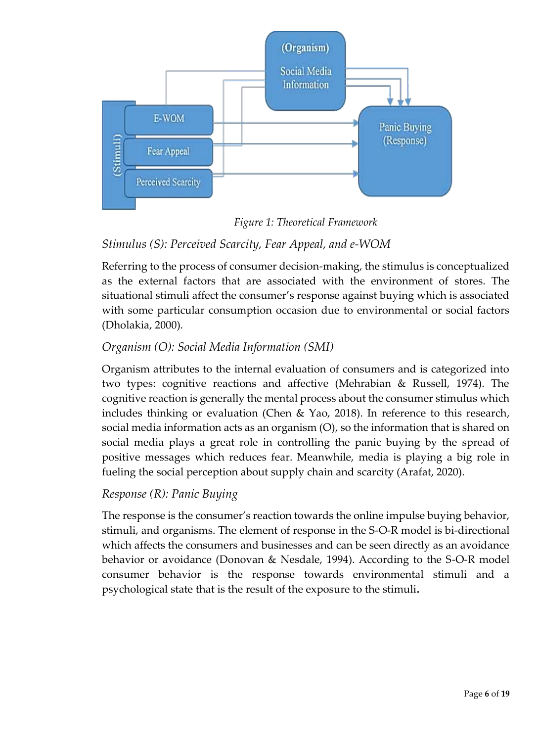Figure 1: Theoretical Framework

*Stimulus (S): Perceived Scarcity, Fear Appeal, and e-WOM*

Referring to the process of consumer decision-making, the stimulus is conceptualized as the external factors that are associated with the environment of stores. The situational stimuli affect the consumer's response against buying which is associated with some particular consumption occasion due to environmental or social factors (Dholakia, 2000).

*Organism (O): Social Media Information (SMI)*

Organism attributes to the internal evaluation of consumers and is categorized into two types: cognitive reactions and affective (Mehrabian & Russell, 1974). The cognitive reaction is generally the mental process about the consumer stimulus which includes thinking or evaluation (Chen & Yao, 2018). In reference to this research, social media information acts as an organism (O), so the information that is shared on social media plays a great role in controlling the panic buying by the spread of positive messages which reduces fear. Meanwhile, media is playing a big role in fueling the social perception about supply chain and scarcity (Arafat, 2020).

*Response (R): Panic Buying*

The response is the consumer's reaction towards the online impulse buying behavior, stimuli, and organisms. The element of response in the S-O-R model is bi-directional which affects the consumers and businesses and can be seen directly as an avoidance behavior or avoidance (Donovan & Nesdale, 1994). According to the S-O-R model consumer behavior is the response towards environmental stimuli and a psychological state that is the result of the exposure to the stimuli.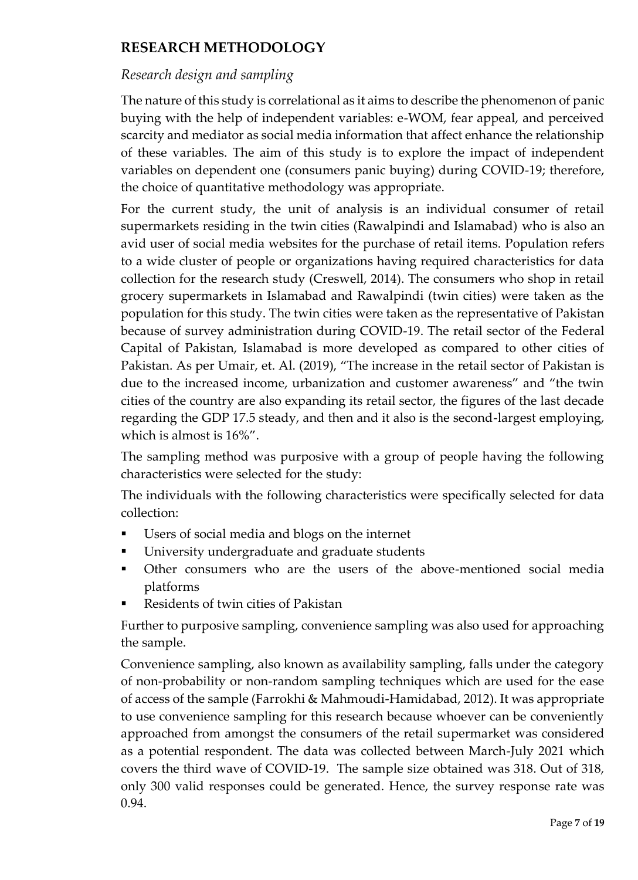## RESEARCH METHODOLOGY

### *Research design and sampling*

The nature of this study is correlational as it aims to describe the phenomenon of panic buying with the help of independent variables: e-WOM, fear appeal, and perceived scarcity and mediator as social media information that affect enhance the relationship of these variables. The aim of this study is to explore the impact of independent variables on dependent one (consumers panic buying) during COVID-19; therefore, the choice of quantitative methodology was appropriate.

For the current study, the unit of analysis is an individual consumer of retail supermarkets residing in the twin cities (Rawalpindi and Islamabad) who is also an avid user of social media websites for the purchase of retail items. Population refers to a wide cluster of people or organizations having required characteristics for data collection for the research study (Creswell, 2014). The consumers who shop in retail grocery supermarkets in Islamabad and Rawalpindi (twin cities) were taken as the population for this study. The twin cities were taken as the representative of Pakistan because of survey administration during COVID-19. The retail sector of the Federal Capital of Pakistan, Islamabad is more developed as compared to other cities of Pakistan. As per Umair, et. Al. (2019), "The increase in the retail sector of Pakistan is due to the increased income, urbanization and customer awareness" and "the twin cities of the country are also expanding its retail sector, the figures of the last decade regarding the GDP 17.5 steady, and then and it also is the second-largest employing, which is almost is 16%".

The sampling method was purposive with a group of people having the following characteristics were selected for the study:

The individuals with the following characteristics were specifically selected for data collection:

- Users of social media and blogs on the internet
- University undergraduate and graduate students
- Other consumers who are the users of the above-mentioned social media platforms
- Residents of twin cities of Pakistan

Further to purposive sampling, convenience sampling was also used for approaching the sample.

Convenience sampling, also known as availability sampling, falls under the category of non-probability or non-random sampling techniques which are used for the ease of access of the sample (Farrokhi & Mahmoudi-Hamidabad, 2012). It was appropriate to use convenience sampling for this research because whoever can be conveniently approached from amongst the consumers of the retail supermarket was considered as a potential respondent. The data was collected between March-July 2021 which covers the third wave of COVID-19. The sample size obtained was 318. Out of 318, only 300 valid responses could be generated. Hence, the survey response rate was 0.94.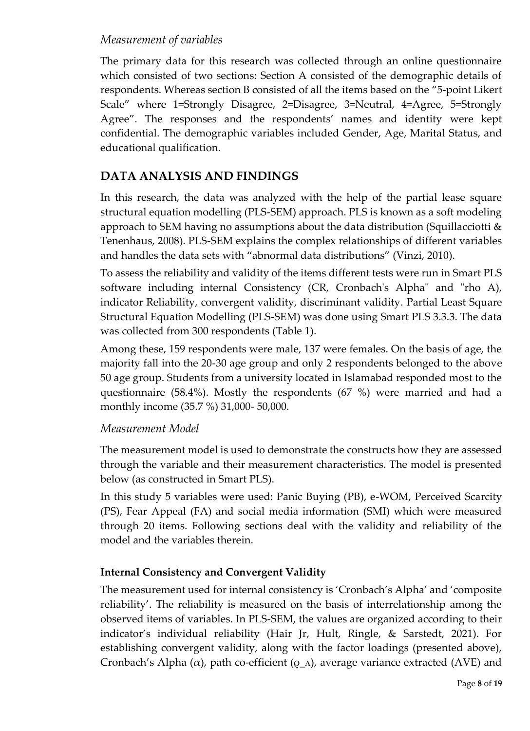### *Measurement of variables*

The primary data for this research was collected through an online questionnaire which consisted of two sections: Section A consisted of the demographic details of respondents. Whereas section B consisted of all the items based on the "5-point Likert Scale" where 1=Strongly Disagree, 2=Disagree, 3=Neutral, 4=Agree, 5=Strongly Agree". The responses and the respondents' names and identity were kept confidential. The demographic variables included Gender, Age, Marital Status, and educational qualification.

## DATA ANALYSIS AND FINDINGS

In this research, the data was analyzed with the help of the partial lease square structural equation modelling (PLS-SEM) approach. PLS is known as a soft modeling approach to SEM having no assumptions about the data distribution (Squillacciotti & Tenenhaus, 2008). PLS-SEM explains the complex relationships of different variables and handles the data sets with "abnormal data distributions" (Vinzi, 2010).

To assess the reliability and validity of the items different tests were run in Smart PLS software including internal Consistency (CR, Cronbach's Alpha" and "rho A), indicator Reliability, convergent validity, discriminant validity. Partial Least Square Structural Equation Modelling (PLS-SEM) was done using Smart PLS 3.3.3. The data was collected from 300 respondents (Table 1).

Among these, 159 respondents were male, 137 were females. On the basis of age, the majority fall into the 20-30 age group and only 2 respondents belonged to the above 50 age group. Students from a university located in Islamabad responded most to the questionnaire (58.4%). Mostly the respondents (67 %) were married and had a monthly income (35.7 %) 31,000- 50,000.

### *Measurement Model*

The measurement model is used to demonstrate the constructs how they are assessed through the variable and their measurement characteristics. The model is presented below (as constructed in Smart PLS).

In this study 5 variables were used: Panic Buying (PB), e-WOM, Perceived Scarcity (PS), Fear Appeal (FA) and social media information (SMI) which were measured through 20 items. Following sections deal with the validity and reliability of the model and the variables therein.

#### **Internal Consistency and Convergent Validity**

The measurement used for internal consistency is 'Cronbach's Alpha' and 'composite reliability'. The reliability is measured on the basis of interrelationship among the observed items of variables. In PLS-SEM, the values are organized according to their indicator's individual reliability (Hair Jr, Hult, Ringle, & Sarstedt, 2021). For establishing convergent validity, along with the factor loadings (presented above), Cronbach's Alpha ($\alpha$), path co-efficient ($\varrho\_A$), average variance extracted (AVE) and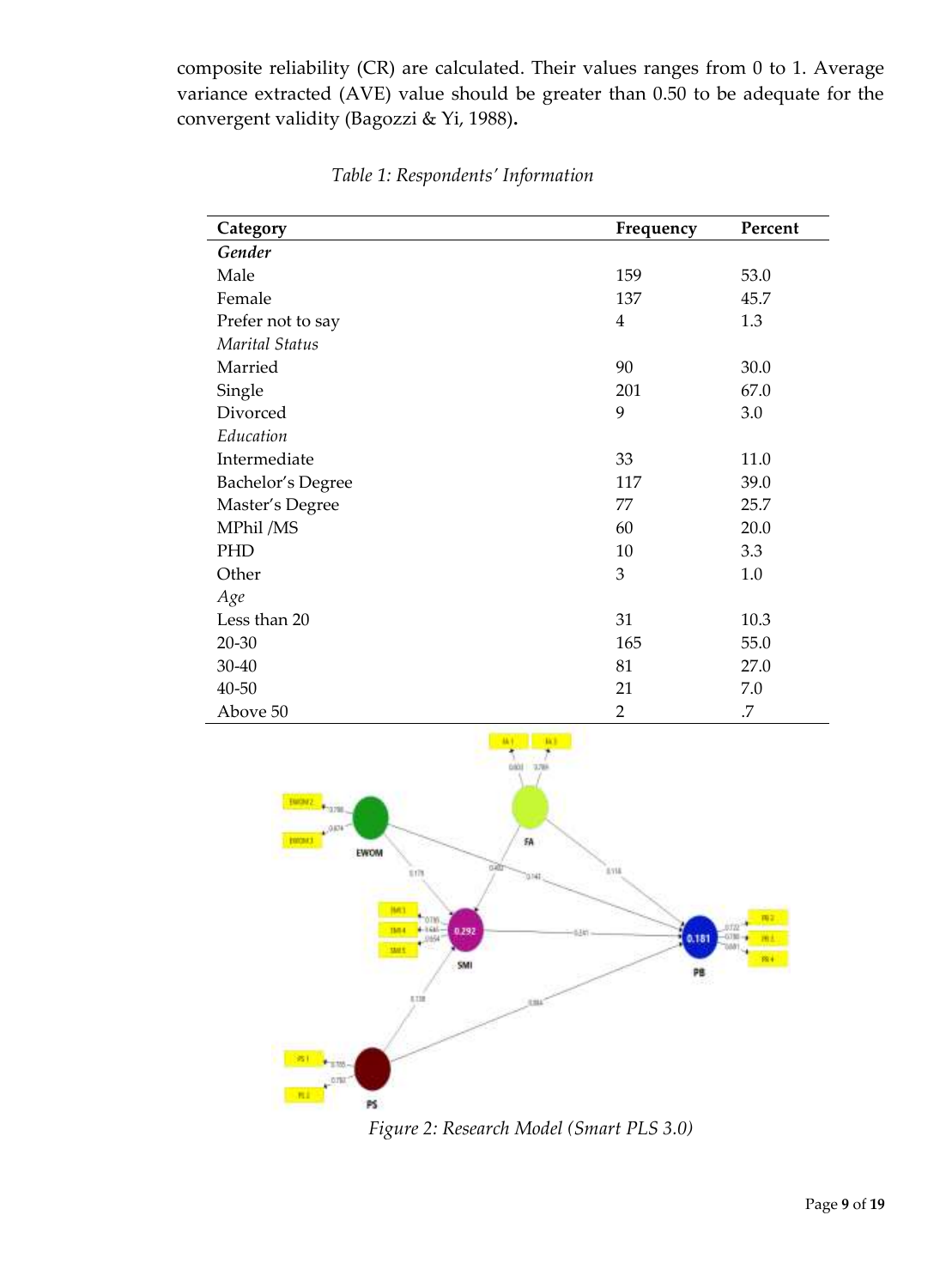composite reliability (CR) are calculated. Their values ranges from 0 to 1. Average variance extracted (AVE) value should be greater than 0.50 to be adequate for the convergent validity (Bagozzi & Yi, 1988).

*Table 1: Respondents' Information*

| Category | Frequency | Percent |
|---|---|---|
| ***Gender*** | | |
| Male | 159 | 53.0 |
| Female | 137 | 45.7 |
| Prefer not to say | 4 | 1.3 |
| *Marital Status* | | |
| Married | 90 | 30.0 |
| Single | 201 | 67.0 |
| Divorced | 9 | 3.0 |
| *Education* | | |
| Intermediate | 33 | 11.0 |
| Bachelor's Degree | 117 | 39.0 |
| Master's Degree | 77 | 25.7 |
| MPhil /MS | 60 | 20.0 |
| PHD | 10 | 3.3 |
| Other | 3 | 1.0 |
| *Age* | | |
| Less than 20 | 31 | 10.3 |
| 20-30 | 165 | 55.0 |
| 30-40 | 81 | 27.0 |
| 40-50 | 21 | 7.0 |
| Above 50 | 2 | .7 |

*Figure 2: Research Model (Smart PLS 3.0)*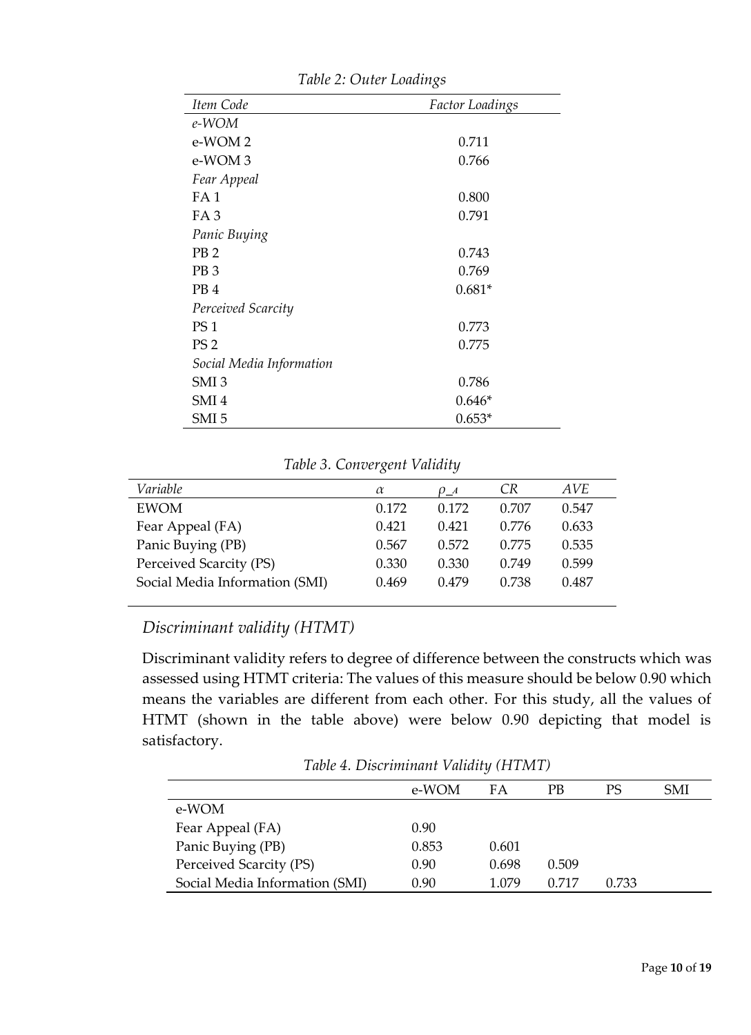*Table 2: Outer Loadings*

| *Item Code* | *Factor Loadings* |
|---|---|
| *e-WOM* | |
| e-WOM 2 | 0.711 |
| e-WOM 3 | 0.766 |
| *Fear Appeal* | |
| FA 1 | 0.800 |
| FA 3 | 0.791 |
| *Panic Buying* | |
| PB 2 | 0.743 |
| PB 3 | 0.769 |
| PB 4 | 0.681* |
| *Perceived Scarcity* | |
| PS 1 | 0.773 |
| PS 2 | 0.775 |
| *Social Media Information* | |
| SMI 3 | 0.786 |
| SMI 4 | 0.646* |
| SMI 5 | 0.653* |

*Table 3. Convergent Validity*

| *Variable* | $\alpha$ | $\rho\_A$ | *CR* | *AVE* |
|---|---|---|---|---|
| EWOM | 0.172 | 0.172 | 0.707 | 0.547 |
| Fear Appeal (FA) | 0.421 | 0.421 | 0.776 | 0.633 |
| Panic Buying (PB) | 0.567 | 0.572 | 0.775 | 0.535 |
| Perceived Scarcity (PS) | 0.330 | 0.330 | 0.749 | 0.599 |
| Social Media Information (SMI) | 0.469 | 0.479 | 0.738 | 0.487 |

### *Discriminant validity (HTMT)*

Discriminant validity refers to degree of difference between the constructs which was assessed using HTMT criteria: The values of this measure should be below 0.90 which means the variables are different from each other. For this study, all the values of HTMT (shown in the table above) were below 0.90 depicting that model is satisfactory.

*Table 4. Discriminant Validity (HTMT)*

| | e-WOM | FA | PB | PS | SMI |
|---|---|---|---|---|---|
| e-WOM | | | | | |
| Fear Appeal (FA) | 0.90 | | | | |
| Panic Buying (PB) | 0.853 | 0.601 | | | |
| Perceived Scarcity (PS) | 0.90 | 0.698 | 0.509 | | |
| Social Media Information (SMI) | 0.90 | 1.079 | 0.717 | 0.733 | |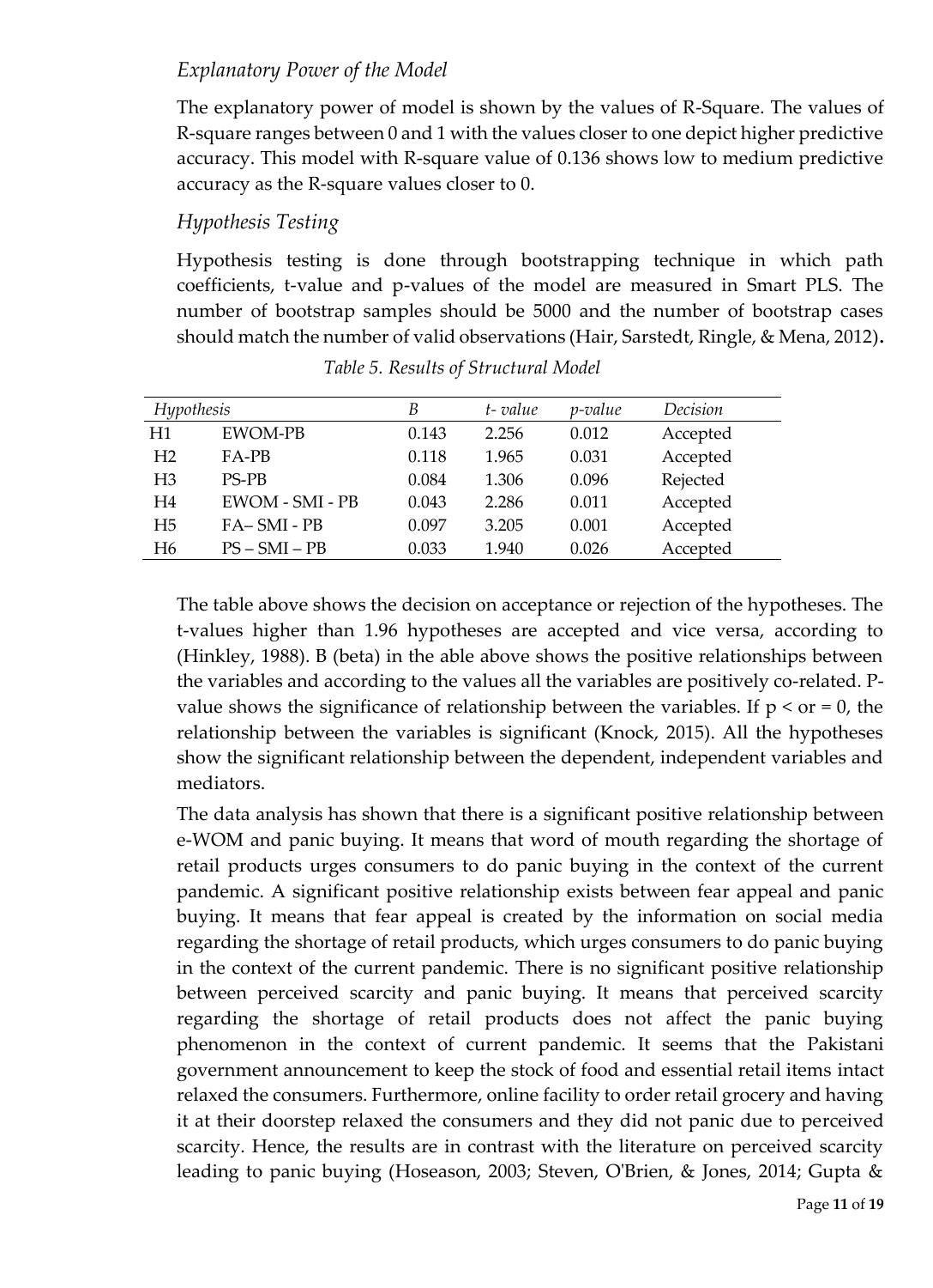### *Explanatory Power of the Model*

The explanatory power of model is shown by the values of R-Square. The values of R-square ranges between 0 and 1 with the values closer to one depict higher predictive accuracy. This model with R-square value of 0.136 shows low to medium predictive accuracy as the R-square values closer to 0.

### *Hypothesis Testing*

Hypothesis testing is done through bootstrapping technique in which path coefficients, t-value and p-values of the model are measured in Smart PLS. The number of bootstrap samples should be 5000 and the number of bootstrap cases should match the number of valid observations (Hair, Sarstedt, Ringle, & Mena, 2012).

*Table 5. Results of Structural Model*

| *Hypothesis* | | *B* | *t- value* | *p-value* | *Decision* |
|---|---|---|---|---|---|
| H1 | EWOM-PB | 0.143 | 2.256 | 0.012 | Accepted |
| H2 | FA-PB | 0.118 | 1.965 | 0.031 | Accepted |
| H3 | PS-PB | 0.084 | 1.306 | 0.096 | Rejected |
| H4 | EWOM - SMI - PB | 0.043 | 2.286 | 0.011 | Accepted |
| H5 | FA– SMI - PB | 0.097 | 3.205 | 0.001 | Accepted |
| H6 | PS – SMI – PB | 0.033 | 1.940 | 0.026 | Accepted |

The table above shows the decision on acceptance or rejection of the hypotheses. The t-values higher than 1.96 hypotheses are accepted and vice versa, according to (Hinkley, 1988). Β (beta) in the able above shows the positive relationships between the variables and according to the values all the variables are positively co-related. P-value shows the significance of relationship between the variables. If p < or = 0, the relationship between the variables is significant (Knock, 2015). All the hypotheses show the significant relationship between the dependent, independent variables and mediators.

The data analysis has shown that there is a significant positive relationship between e-WOM and panic buying. It means that word of mouth regarding the shortage of retail products urges consumers to do panic buying in the context of the current pandemic. A significant positive relationship exists between fear appeal and panic buying. It means that fear appeal is created by the information on social media regarding the shortage of retail products, which urges consumers to do panic buying in the context of the current pandemic. There is no significant positive relationship between perceived scarcity and panic buying. It means that perceived scarcity regarding the shortage of retail products does not affect the panic buying phenomenon in the context of current pandemic. It seems that the Pakistani government announcement to keep the stock of food and essential retail items intact relaxed the consumers. Furthermore, online facility to order retail grocery and having it at their doorstep relaxed the consumers and they did not panic due to perceived scarcity. Hence, the results are in contrast with the literature on perceived scarcity leading to panic buying (Hoseason, 2003; Steven, O'Brien, & Jones, 2014; Gupta &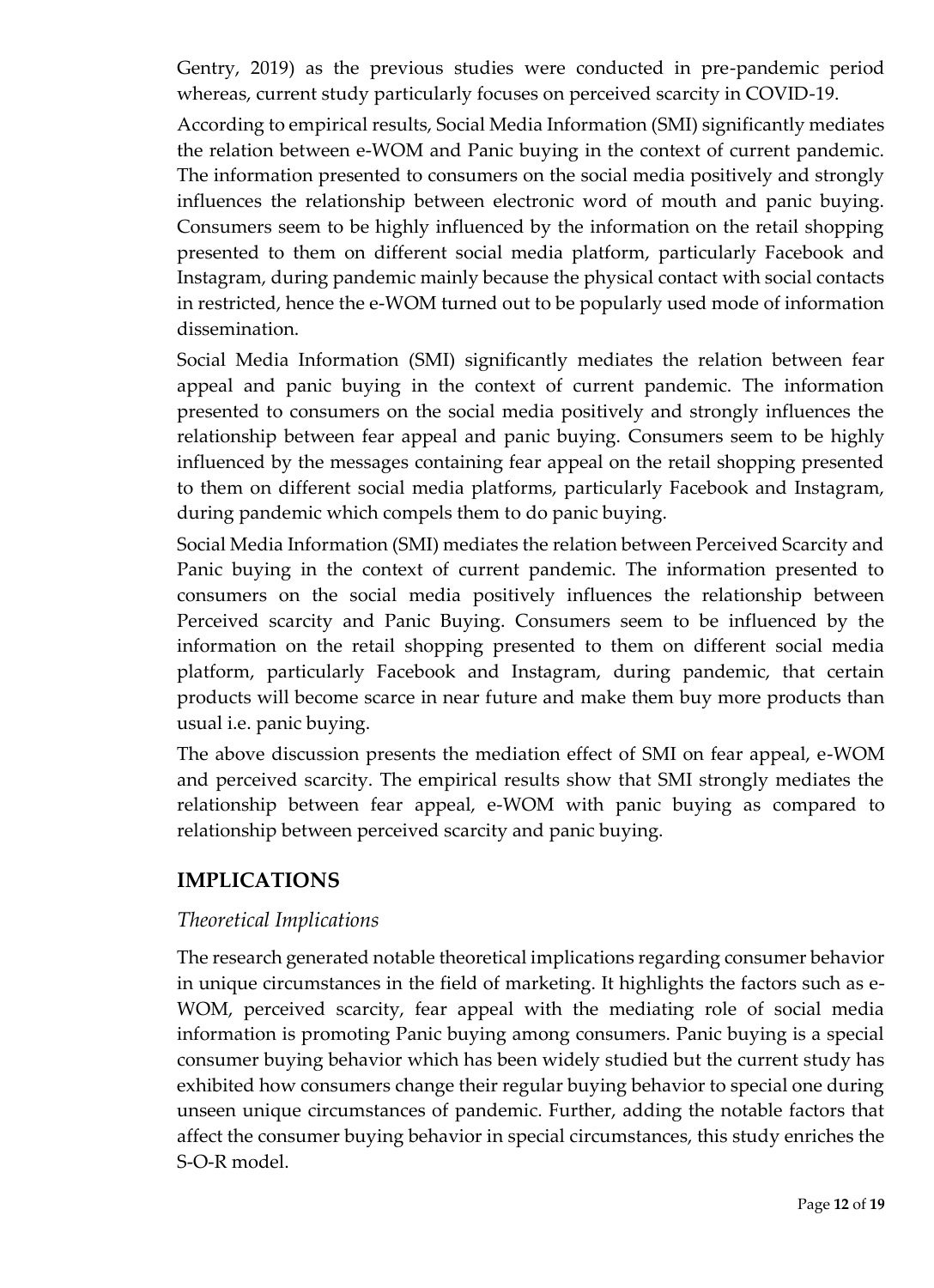Gentry, 2019) as the previous studies were conducted in pre-pandemic period whereas, current study particularly focuses on perceived scarcity in COVID-19.

According to empirical results, Social Media Information (SMI) significantly mediates the relation between e-WOM and Panic buying in the context of current pandemic. The information presented to consumers on the social media positively and strongly influences the relationship between electronic word of mouth and panic buying. Consumers seem to be highly influenced by the information on the retail shopping presented to them on different social media platform, particularly Facebook and Instagram, during pandemic mainly because the physical contact with social contacts in restricted, hence the e-WOM turned out to be popularly used mode of information dissemination.

Social Media Information (SMI) significantly mediates the relation between fear appeal and panic buying in the context of current pandemic. The information presented to consumers on the social media positively and strongly influences the relationship between fear appeal and panic buying. Consumers seem to be highly influenced by the messages containing fear appeal on the retail shopping presented to them on different social media platforms, particularly Facebook and Instagram, during pandemic which compels them to do panic buying.

Social Media Information (SMI) mediates the relation between Perceived Scarcity and Panic buying in the context of current pandemic. The information presented to consumers on the social media positively influences the relationship between Perceived scarcity and Panic Buying. Consumers seem to be influenced by the information on the retail shopping presented to them on different social media platform, particularly Facebook and Instagram, during pandemic, that certain products will become scarce in near future and make them buy more products than usual i.e. panic buying.

The above discussion presents the mediation effect of SMI on fear appeal, e-WOM and perceived scarcity. The empirical results show that SMI strongly mediates the relationship between fear appeal, e-WOM with panic buying as compared to relationship between perceived scarcity and panic buying.

## IMPLICATIONS

### *Theoretical Implications*

The research generated notable theoretical implications regarding consumer behavior in unique circumstances in the field of marketing. It highlights the factors such as e-WOM, perceived scarcity, fear appeal with the mediating role of social media information is promoting Panic buying among consumers. Panic buying is a special consumer buying behavior which has been widely studied but the current study has exhibited how consumers change their regular buying behavior to special one during unseen unique circumstances of pandemic. Further, adding the notable factors that affect the consumer buying behavior in special circumstances, this study enriches the S-O-R model.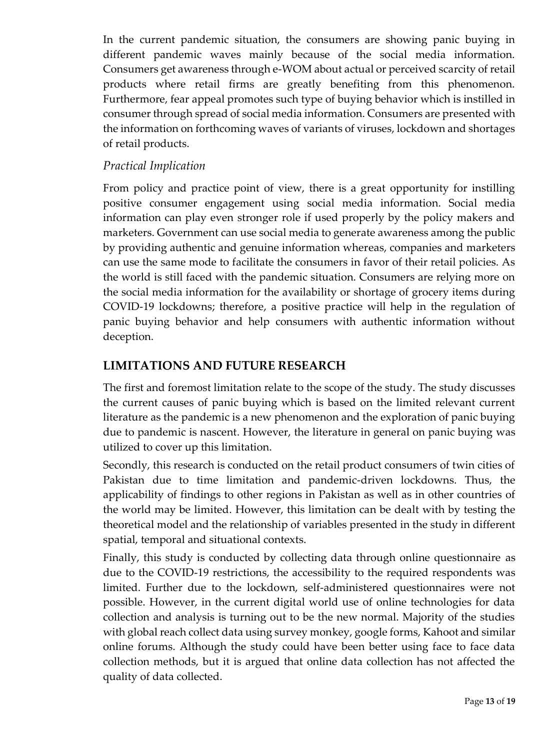In the current pandemic situation, the consumers are showing panic buying in different pandemic waves mainly because of the social media information. Consumers get awareness through e-WOM about actual or perceived scarcity of retail products where retail firms are greatly benefiting from this phenomenon. Furthermore, fear appeal promotes such type of buying behavior which is instilled in consumer through spread of social media information. Consumers are presented with the information on forthcoming waves of variants of viruses, lockdown and shortages of retail products.

### *Practical Implication*

From policy and practice point of view, there is a great opportunity for instilling positive consumer engagement using social media information. Social media information can play even stronger role if used properly by the policy makers and marketers. Government can use social media to generate awareness among the public by providing authentic and genuine information whereas, companies and marketers can use the same mode to facilitate the consumers in favor of their retail policies. As the world is still faced with the pandemic situation. Consumers are relying more on the social media information for the availability or shortage of grocery items during COVID-19 lockdowns; therefore, a positive practice will help in the regulation of panic buying behavior and help consumers with authentic information without deception.

## LIMITATIONS AND FUTURE RESEARCH

The first and foremost limitation relate to the scope of the study. The study discusses the current causes of panic buying which is based on the limited relevant current literature as the pandemic is a new phenomenon and the exploration of panic buying due to pandemic is nascent. However, the literature in general on panic buying was utilized to cover up this limitation.

Secondly, this research is conducted on the retail product consumers of twin cities of Pakistan due to time limitation and pandemic-driven lockdowns. Thus, the applicability of findings to other regions in Pakistan as well as in other countries of the world may be limited. However, this limitation can be dealt with by testing the theoretical model and the relationship of variables presented in the study in different spatial, temporal and situational contexts.

Finally, this study is conducted by collecting data through online questionnaire as due to the COVID-19 restrictions, the accessibility to the required respondents was limited. Further due to the lockdown, self-administered questionnaires were not possible. However, in the current digital world use of online technologies for data collection and analysis is turning out to be the new normal. Majority of the studies with global reach collect data using survey monkey, google forms, Kahoot and similar online forums. Although the study could have been better using face to face data collection methods, but it is argued that online data collection has not affected the quality of data collected.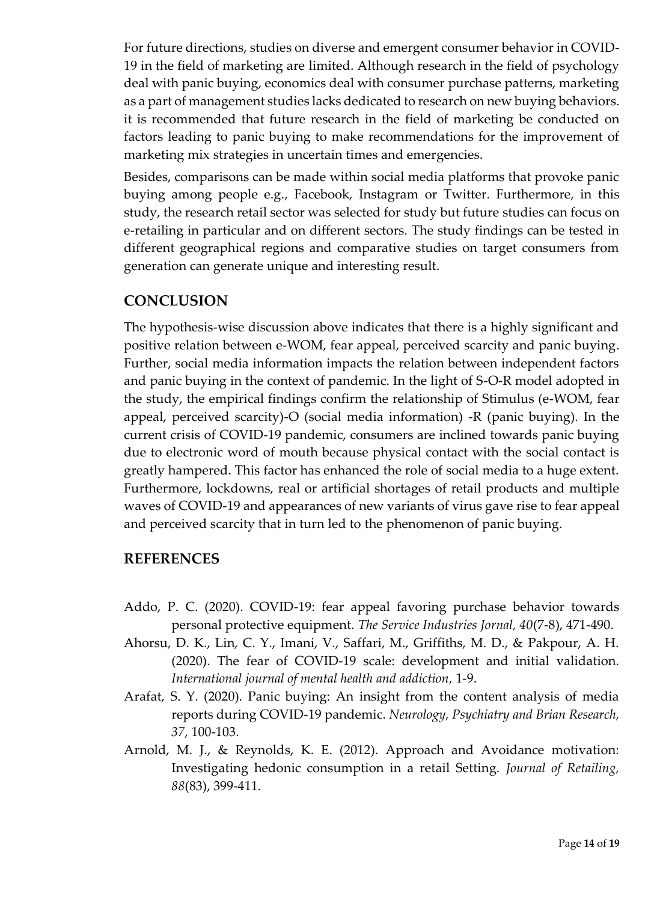For future directions, studies on diverse and emergent consumer behavior in COVID-19 in the field of marketing are limited. Although research in the field of psychology deal with panic buying, economics deal with consumer purchase patterns, marketing as a part of management studies lacks dedicated to research on new buying behaviors. it is recommended that future research in the field of marketing be conducted on factors leading to panic buying to make recommendations for the improvement of marketing mix strategies in uncertain times and emergencies.

Besides, comparisons can be made within social media platforms that provoke panic buying among people e.g., Facebook, Instagram or Twitter. Furthermore, in this study, the research retail sector was selected for study but future studies can focus on e-retailing in particular and on different sectors. The study findings can be tested in different geographical regions and comparative studies on target consumers from generation can generate unique and interesting result.

## CONCLUSION

The hypothesis-wise discussion above indicates that there is a highly significant and positive relation between e-WOM, fear appeal, perceived scarcity and panic buying. Further, social media information impacts the relation between independent factors and panic buying in the context of pandemic. In the light of S-O-R model adopted in the study, the empirical findings confirm the relationship of Stimulus (e-WOM, fear appeal, perceived scarcity)-O (social media information) -R (panic buying). In the current crisis of COVID-19 pandemic, consumers are inclined towards panic buying due to electronic word of mouth because physical contact with the social contact is greatly hampered. This factor has enhanced the role of social media to a huge extent. Furthermore, lockdowns, real or artificial shortages of retail products and multiple waves of COVID-19 and appearances of new variants of virus gave rise to fear appeal and perceived scarcity that in turn led to the phenomenon of panic buying.

## REFERENCES

Addo, P. C. (2020). COVID-19: fear appeal favoring purchase behavior towards personal protective equipment. *The Service Industries Jornal, 40*(7-8), 471-490.

Ahorsu, D. K., Lin, C. Y., Imani, V., Saffari, M., Griffiths, M. D., & Pakpour, A. H. (2020). The fear of COVID-19 scale: development and initial validation. *International journal of mental health and addiction*, 1-9.

Arafat, S. Y. (2020). Panic buying: An insight from the content analysis of media reports during COVID-19 pandemic. *Neurology, Psychiatry and Brian Research, 37*, 100-103.

Arnold, M. J., & Reynolds, K. E. (2012). Approach and Avoidance motivation: Investigating hedonic consumption in a retail Setting. *Journal of Retailing, 88*(83), 399-411.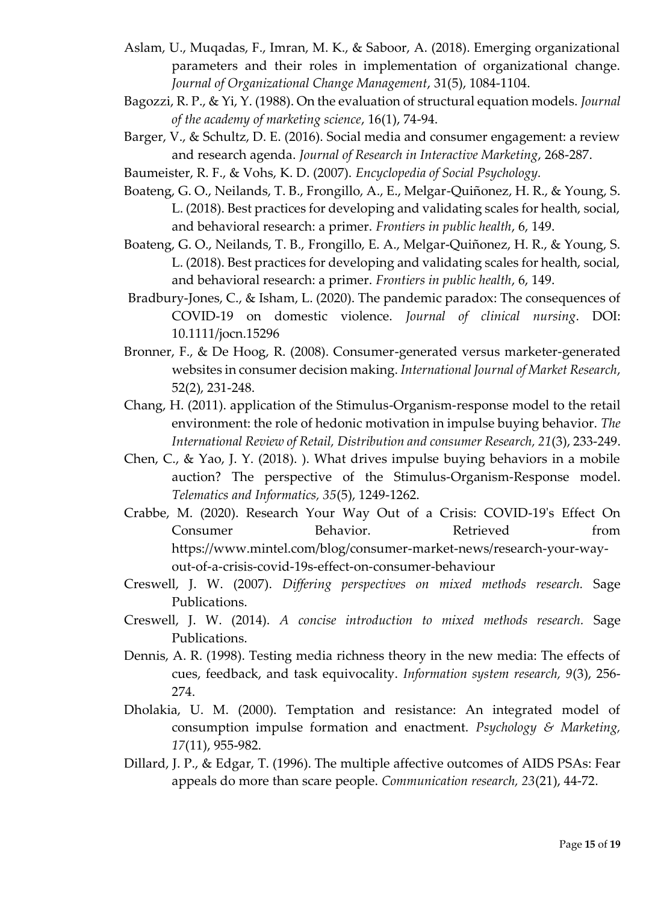Aslam, U., Muqadas, F., Imran, M. K., & Saboor, A. (2018). Emerging organizational parameters and their roles in implementation of organizational change. *Journal of Organizational Change Management*, 31(5), 1084-1104.

Bagozzi, R. P., & Yi, Y. (1988). On the evaluation of structural equation models. *Journal of the academy of marketing science*, 16(1), 74-94.

Barger, V., & Schultz, D. E. (2016). Social media and consumer engagement: a review and research agenda. *Journal of Research in Interactive Marketing*, 268-287.

Baumeister, R. F., & Vohs, K. D. (2007). *Encyclopedia of Social Psychology.*

Boateng, G. O., Neilands, T. B., Frongillo, A., E., Melgar-Quiñonez, H. R., & Young, S. L. (2018). Best practices for developing and validating scales for health, social, and behavioral research: a primer. *Frontiers in public health*, 6, 149.

Boateng, G. O., Neilands, T. B., Frongillo, E. A., Melgar-Quiñonez, H. R., & Young, S. L. (2018). Best practices for developing and validating scales for health, social, and behavioral research: a primer. *Frontiers in public health*, 6, 149.

Bradbury-Jones, C., & Isham, L. (2020). The pandemic paradox: The consequences of COVID-19 on domestic violence. *Journal of clinical nursing*. DOI: 10.1111/jocn.15296

Bronner, F., & De Hoog, R. (2008). Consumer-generated versus marketer-generated websites in consumer decision making. *International Journal of Market Research*, 52(2), 231-248.

Chang, H. (2011). application of the Stimulus-Organism-response model to the retail environment: the role of hedonic motivation in impulse buying behavior. *The International Review of Retail, Distribution and consumer Research, 21*(3), 233-249.

Chen, C., & Yao, J. Y. (2018). ). What drives impulse buying behaviors in a mobile auction? The perspective of the Stimulus-Organism-Response model. *Telematics and Informatics, 35*(5), 1249-1262.

Crabbe, M. (2020). Research Your Way Out of a Crisis: COVID-19's Effect On Consumer Behavior. Retrieved from https://www.mintel.com/blog/consumer-market-news/research-your-way-out-of-a-crisis-covid-19s-effect-on-consumer-behaviour

Creswell, J. W. (2007). *Differing perspectives on mixed methods research.* Sage Publications.

Creswell, J. W. (2014). *A concise introduction to mixed methods research.* Sage Publications.

Dennis, A. R. (1998). Testing media richness theory in the new media: The effects of cues, feedback, and task equivocality. *Information system research, 9*(3), 256-274.

Dholakia, U. M. (2000). Temptation and resistance: An integrated model of consumption impulse formation and enactment. *Psychology & Marketing, 17*(11), 955-982.

Dillard, J. P., & Edgar, T. (1996). The multiple affective outcomes of AIDS PSAs: Fear appeals do more than scare people. *Communication research, 23*(21), 44-72.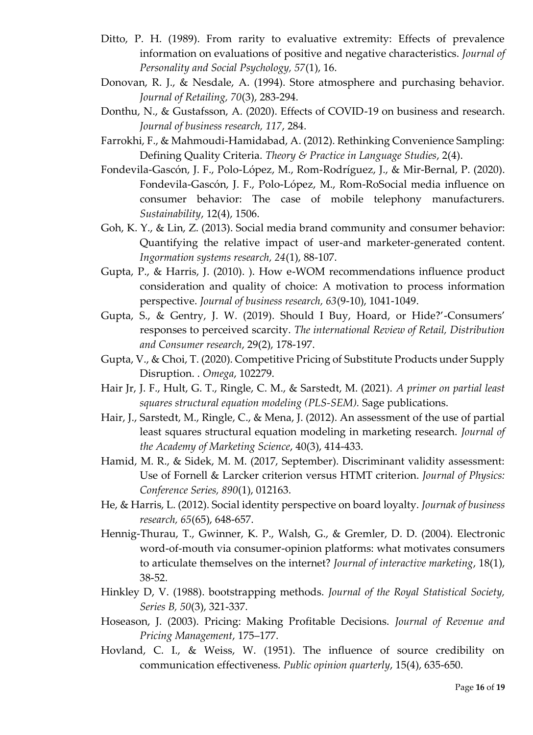Ditto, P. H. (1989). From rarity to evaluative extremity: Effects of prevalence information on evaluations of positive and negative characteristics. *Journal of Personality and Social Psychology, 57*(1), 16.

Donovan, R. J., & Nesdale, A. (1994). Store atmosphere and purchasing behavior. *Journal of Retailing, 70*(3), 283-294.

Donthu, N., & Gustafsson, A. (2020). Effects of COVID-19 on business and research. *Journal of business research, 117*, 284.

Farrokhi, F., & Mahmoudi-Hamidabad, A. (2012). Rethinking Convenience Sampling: Defining Quality Criteria. *Theory & Practice in Language Studies*, 2(4).

Fondevila-Gascón, J. F., Polo-López, M., Rom-Rodríguez, J., & Mir-Bernal, P. (2020). Fondevila-Gascón, J. F., Polo-López, M., Rom-RoSocial media influence on consumer behavior: The case of mobile telephony manufacturers. *Sustainability*, 12(4), 1506.

Goh, K. Y., & Lin, Z. (2013). Social media brand community and consumer behavior: Quantifying the relative impact of user-and marketer-generated content. *Ingormation systems research, 24*(1), 88-107.

Gupta, P., & Harris, J. (2010). ). How e-WOM recommendations influence product consideration and quality of choice: A motivation to process information perspective. *Journal of business research, 63*(9-10), 1041-1049.

Gupta, S., & Gentry, J. W. (2019). Should I Buy, Hoard, or Hide?'-Consumers' responses to perceived scarcity. *The international Review of Retail, Distribution and Consumer research*, 29(2), 178-197.

Gupta, V., & Choi, T. (2020). Competitive Pricing of Substitute Products under Supply Disruption. . *Omega*, 102279.

Hair Jr, J. F., Hult, G. T., Ringle, C. M., & Sarstedt, M. (2021). *A primer on partial least squares structural equation modeling (PLS-SEM).* Sage publications.

Hair, J., Sarstedt, M., Ringle, C., & Mena, J. (2012). An assessment of the use of partial least squares structural equation modeling in marketing research. *Journal of the Academy of Marketing Science*, 40(3), 414-433.

Hamid, M. R., & Sidek, M. M. (2017, September). Discriminant validity assessment: Use of Fornell & Larcker criterion versus HTMT criterion. *Journal of Physics: Conference Series, 890*(1), 012163.

He, & Harris, L. (2012). Social identity perspective on board loyalty. *Journak of business research, 65*(65), 648-657.

Hennig-Thurau, T., Gwinner, K. P., Walsh, G., & Gremler, D. D. (2004). Electronic word-of-mouth via consumer-opinion platforms: what motivates consumers to articulate themselves on the internet? *Journal of interactive marketing*, 18(1), 38-52.

Hinkley D, V. (1988). bootstrapping methods. *Journal of the Royal Statistical Society, Series B, 50*(3), 321-337.

Hoseason, J. (2003). Pricing: Making Profitable Decisions. *Journal of Revenue and Pricing Management*, 175–177.

Hovland, C. I., & Weiss, W. (1951). The influence of source credibility on communication effectiveness. *Public opinion quarterly*, 15(4), 635-650.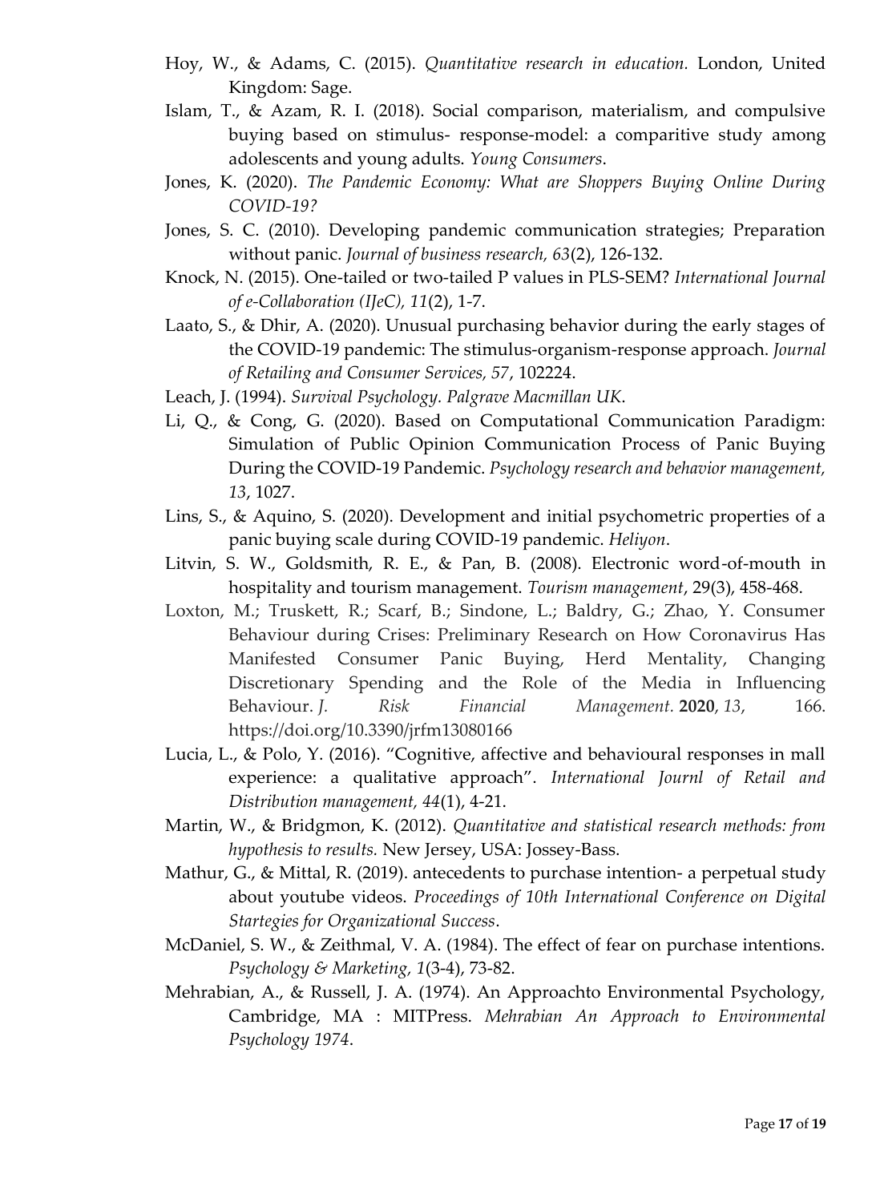Hoy, W., & Adams, C. (2015). *Quantitative research in education.* London, United Kingdom: Sage.

Islam, T., & Azam, R. I. (2018). Social comparison, materialism, and compulsive buying based on stimulus- response-model: a comparitive study among adolescents and young adults. *Young Consumers*.

Jones, K. (2020). *The Pandemic Economy: What are Shoppers Buying Online During COVID-19?*

Jones, S. C. (2010). Developing pandemic communication strategies; Preparation without panic. *Journal of business research, 63*(2), 126-132.

Knock, N. (2015). One-tailed or two-tailed P values in PLS-SEM? *International Journal of e-Collaboration (IJeC), 11*(2), 1-7.

Laato, S., & Dhir, A. (2020). Unusual purchasing behavior during the early stages of the COVID-19 pandemic: The stimulus-organism-response approach. *Journal of Retailing and Consumer Services, 57*, 102224.

Leach, J. (1994). *Survival Psychology. Palgrave Macmillan UK*.

Li, Q., & Cong, G. (2020). Based on Computational Communication Paradigm: Simulation of Public Opinion Communication Process of Panic Buying During the COVID-19 Pandemic. *Psychology research and behavior management, 13*, 1027.

Lins, S., & Aquino, S. (2020). Development and initial psychometric properties of a panic buying scale during COVID-19 pandemic. *Heliyon*.

Litvin, S. W., Goldsmith, R. E., & Pan, B. (2008). Electronic word-of-mouth in hospitality and tourism management. *Tourism management*, 29(3), 458-468.

Loxton, M.; Truskett, R.; Scarf, B.; Sindone, L.; Baldry, G.; Zhao, Y. Consumer Behaviour during Crises: Preliminary Research on How Coronavirus Has Manifested Consumer Panic Buying, Herd Mentality, Changing Discretionary Spending and the Role of the Media in Influencing Behaviour. *J. Risk Financial Management.* **2020**, *13*, 166. https://doi.org/10.3390/jrfm13080166

Lucia, L., & Polo, Y. (2016). "Cognitive, affective and behavioural responses in mall experience: a qualitative approach". *International Journl of Retail and Distribution management, 44*(1), 4-21.

Martin, W., & Bridgmon, K. (2012). *Quantitative and statistical research methods: from hypothesis to results.* New Jersey, USA: Jossey-Bass.

Mathur, G., & Mittal, R. (2019). antecedents to purchase intention- a perpetual study about youtube videos. *Proceedings of 10th International Conference on Digital Startegies for Organizational Success*.

McDaniel, S. W., & Zeithmal, V. A. (1984). The effect of fear on purchase intentions. *Psychology & Marketing, 1*(3-4), 73-82.

Mehrabian, A., & Russell, J. A. (1974). An Approachto Environmental Psychology, Cambridge, MA : MITPress. *Mehrabian An Approach to Environmental Psychology 1974*.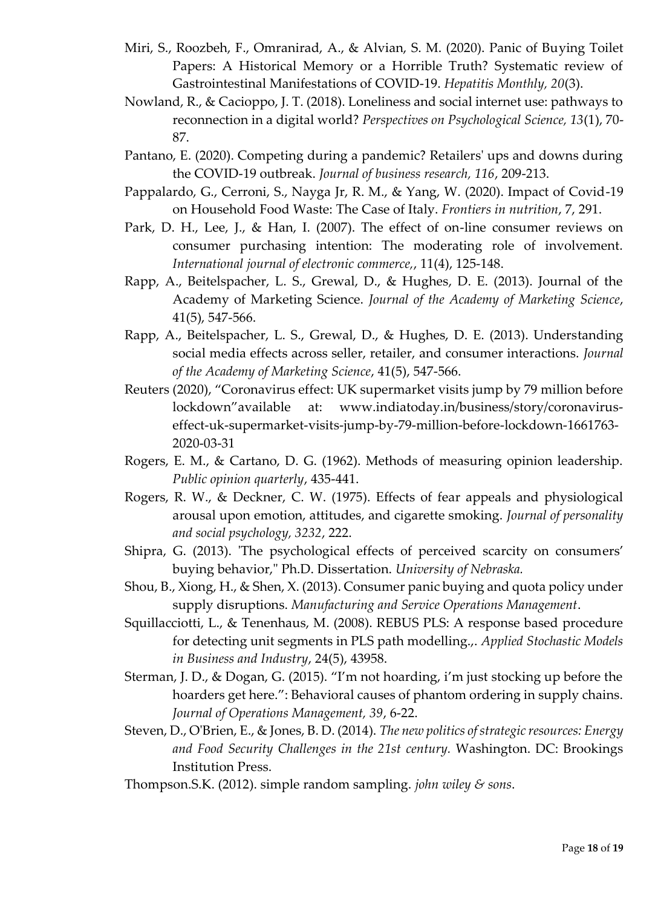Miri, S., Roozbeh, F., Omranirad, A., & Alvian, S. M. (2020). Panic of Buying Toilet Papers: A Historical Memory or a Horrible Truth? Systematic review of Gastrointestinal Manifestations of COVID-19. *Hepatitis Monthly, 20*(3).

Nowland, R., & Cacioppo, J. T. (2018). Loneliness and social internet use: pathways to reconnection in a digital world? *Perspectives on Psychological Science, 13*(1), 70-87.

Pantano, E. (2020). Competing during a pandemic? Retailers' ups and downs during the COVID-19 outbreak. *Journal of business research, 116*, 209-213.

Pappalardo, G., Cerroni, S., Nayga Jr, R. M., & Yang, W. (2020). Impact of Covid-19 on Household Food Waste: The Case of Italy. *Frontiers in nutrition*, 7, 291.

Park, D. H., Lee, J., & Han, I. (2007). The effect of on-line consumer reviews on consumer purchasing intention: The moderating role of involvement. *International journal of electronic commerce,*, 11(4), 125-148.

Rapp, A., Beitelspacher, L. S., Grewal, D., & Hughes, D. E. (2013). Journal of the Academy of Marketing Science. *Journal of the Academy of Marketing Science*, 41(5), 547-566.

Rapp, A., Beitelspacher, L. S., Grewal, D., & Hughes, D. E. (2013). Understanding social media effects across seller, retailer, and consumer interactions. *Journal of the Academy of Marketing Science*, 41(5), 547-566.

Reuters (2020), "Coronavirus effect: UK supermarket visits jump by 79 million before lockdown"available at: www.indiatoday.in/business/story/coronavirus-effect-uk-supermarket-visits-jump-by-79-million-before-lockdown-1661763-2020-03-31

Rogers, E. M., & Cartano, D. G. (1962). Methods of measuring opinion leadership. *Public opinion quarterly*, 435-441.

Rogers, R. W., & Deckner, C. W. (1975). Effects of fear appeals and physiological arousal upon emotion, attitudes, and cigarette smoking. *Journal of personality and social psychology, 3232*, 222.

Shipra, G. (2013). 'The psychological effects of perceived scarcity on consumers' buying behavior," Ph.D. Dissertation. *University of Nebraska.*

Shou, B., Xiong, H., & Shen, X. (2013). Consumer panic buying and quota policy under supply disruptions. *Manufacturing and Service Operations Management*.

Squillacciotti, L., & Tenenhaus, M. (2008). REBUS PLS: A response based procedure for detecting unit segments in PLS path modelling.,. *Applied Stochastic Models in Business and Industry*, 24(5), 43958.

Sterman, J. D., & Dogan, G. (2015). "I'm not hoarding, i'm just stocking up before the hoarders get here.": Behavioral causes of phantom ordering in supply chains. *Journal of Operations Management, 39*, 6-22.

Steven, D., O'Brien, E., & Jones, B. D. (2014). *The new politics of strategic resources: Energy and Food Security Challenges in the 21st century.* Washington. DC: Brookings Institution Press.

Thompson.S.K. (2012). simple random sampling. *john wiley & sons*.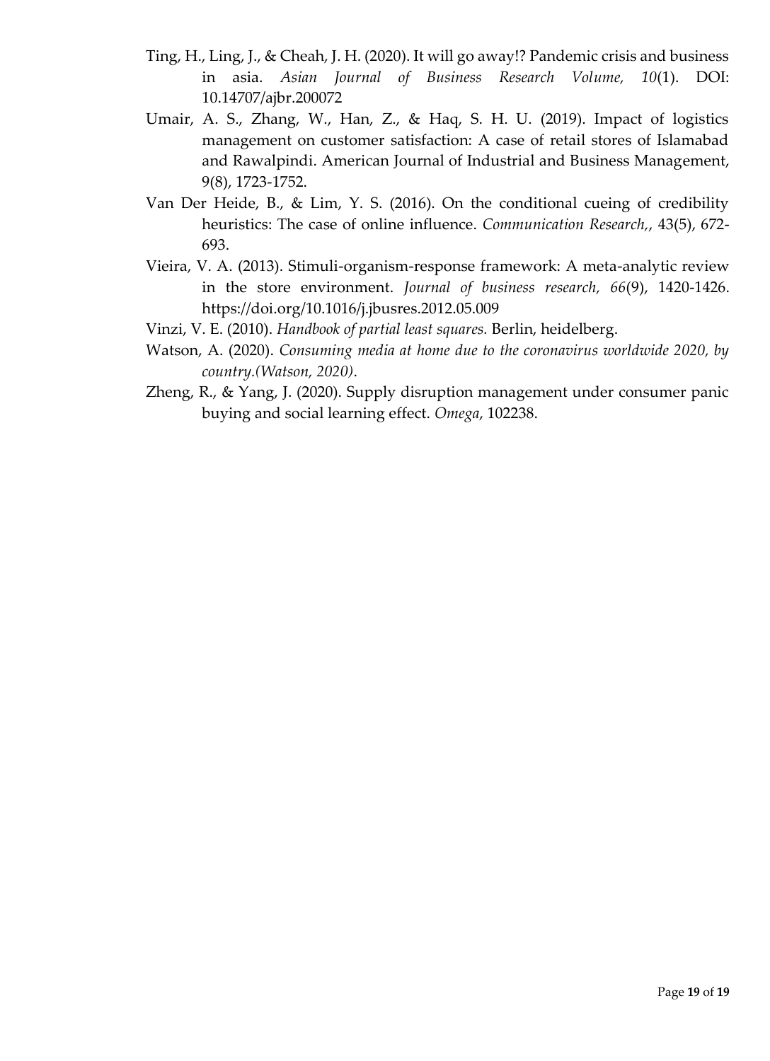Ting, H., Ling, J., & Cheah, J. H. (2020). It will go away!? Pandemic crisis and business in asia. *Asian Journal of Business Research Volume, 10*(1). DOI: 10.14707/ajbr.200072

Umair, A. S., Zhang, W., Han, Z., & Haq, S. H. U. (2019). Impact of logistics management on customer satisfaction: A case of retail stores of Islamabad and Rawalpindi. American Journal of Industrial and Business Management, 9(8), 1723-1752.

Van Der Heide, B., & Lim, Y. S. (2016). On the conditional cueing of credibility heuristics: The case of online influence. *Communication Research,*, 43(5), 672-693.

Vieira, V. A. (2013). Stimuli-organism-response framework: A meta-analytic review in the store environment. *Journal of business research, 66*(9), 1420-1426. https://doi.org/10.1016/j.jbusres.2012.05.009

Vinzi, V. E. (2010). *Handbook of partial least squares.* Berlin, heidelberg.

Watson, A. (2020). *Consuming media at home due to the coronavirus worldwide 2020, by country.(Watson, 2020)*.

Zheng, R., & Yang, J. (2020). Supply disruption management under consumer panic buying and social learning effect. *Omega*, 102238.